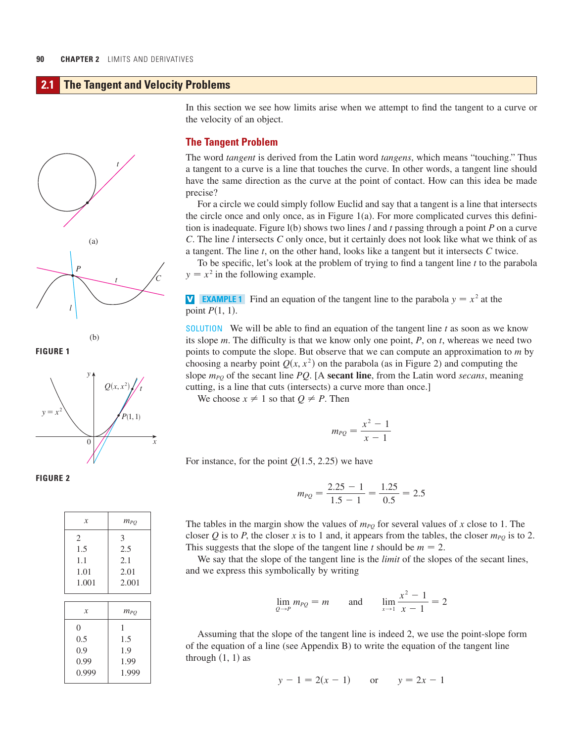## 2.1 The Tangent and Velocity Problems

In this section we see how limits arise when we attempt to find the tangent to a curve or the velocity of an object.

### The Tangent Problem

The word *tangent* is derived from the Latin word *tangens*, which means "touching." Thus a tangent to a curve is a line that touches the curve. In other words, a tangent line should have the same direction as the curve at the point of contact. How can this idea be made precise?

For a circle we could simply follow Euclid and say that a tangent is a line that intersects the circle once and only once, as in Figure 1(a). For more complicated curves this definition is inadequate. Figure l(b) shows two lines $l$ and $t$ passing through a point $P$ on a curve $C$. The line $l$ intersects $C$ only once, but it certainly does not look like what we think of as a tangent. The line $t$, on the other hand, looks like a tangent but it intersects $C$ twice.

To be specific, let's look at the problem of trying to find a tangent line $t$ to the parabola $y = x^2$ in the following example.

FIGURE 1

FIGURE 2

**EXAMPLE 1** Find an equation of the tangent line to the parabola $y = x^2$ at the point $P(1, 1)$.

SOLUTION We will be able to find an equation of the tangent line $t$ as soon as we know its slope $m$. The difficulty is that we know only one point, $P$, on $t$, whereas we need two points to compute the slope. But observe that we can compute an approximation to $m$ by choosing a nearby point $Q(x, x^2)$ on the parabola (as in Figure 2) and computing the slope $m_{PQ}$ of the secant line $PQ$. [A **secant line**, from the Latin word *secans*, meaning cutting, is a line that cuts (intersects) a curve more than once.]

We choose $x \neq 1$ so that $Q \neq P$. Then

$$m_{PQ} = \frac{x^2 - 1}{x - 1}$$

For instance, for the point $Q(1.5, 2.25)$ we have

$$m_{PQ} = \frac{2.25 - 1}{1.5 - 1} = \frac{1.25}{0.5} = 2.5$$

| $x$ | $m_{PQ}$ |
|---|---|
| 2 | 3 |
| 1.5 | 2.5 |
| 1.1 | 2.1 |
| 1.01 | 2.01 |
| 1.001 | 2.001 |

| $x$ | $m_{PQ}$ |
|---|---|
| 0 | 1 |
| 0.5 | 1.5 |
| 0.9 | 1.9 |
| 0.99 | 1.99 |
| 0.999 | 1.999 |

The tables in the margin show the values of $m_{PQ}$ for several values of $x$ close to 1. The closer $Q$ is to $P$, the closer $x$ is to 1 and, it appears from the tables, the closer $m_{PQ}$ is to 2. This suggests that the slope of the tangent line $t$ should be $m = 2$.

We say that the slope of the tangent line is the *limit* of the slopes of the secant lines, and we express this symbolically by writing

$$\lim_{Q \to P} m_{PQ} = m \qquad \text{and} \qquad \lim_{x \to 1} \frac{x^2 - 1}{x - 1} = 2$$

Assuming that the slope of the tangent line is indeed 2, we use the point-slope form of the equation of a line (see Appendix B) to write the equation of the tangent line through $(1, 1)$ as

$$y - 1 = 2(x - 1) \qquad \text{or} \qquad y = 2x - 1$$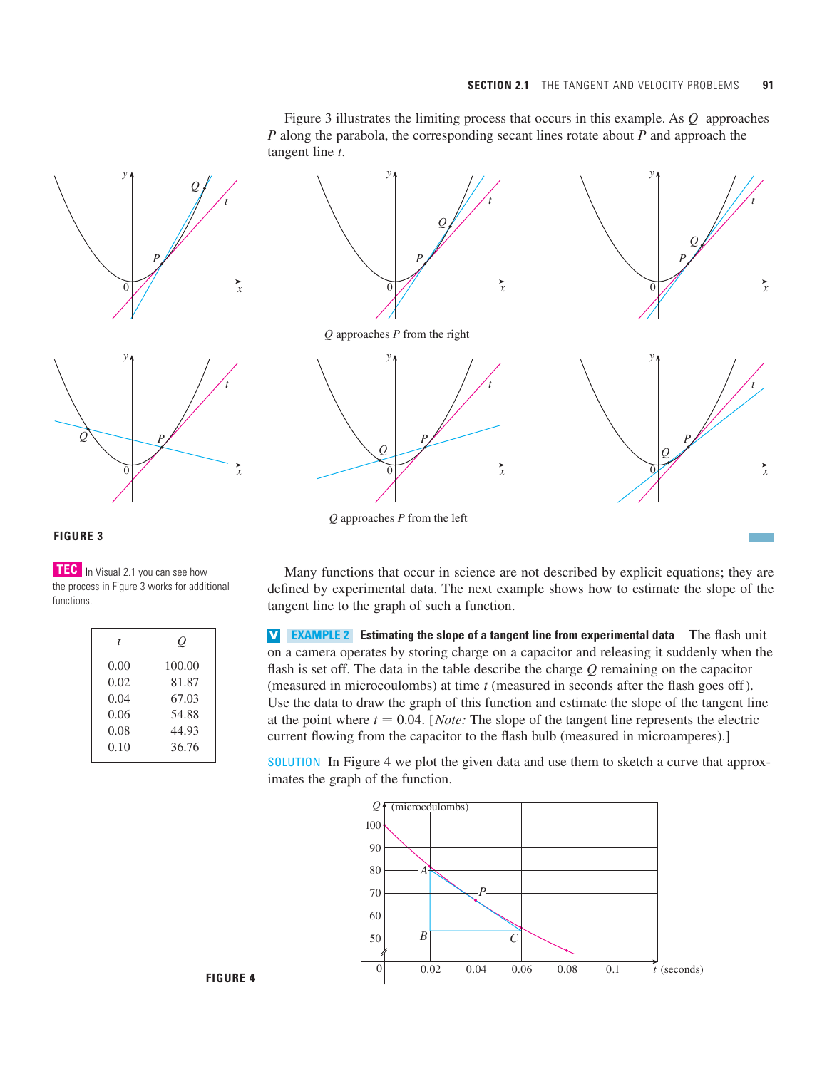Figure 3 illustrates the limiting process that occurs in this example. As $Q$ approaches $P$ along the parabola, the corresponding secant lines rotate about $P$ and approach the tangent line $t$.

$Q$ approaches $P$ from the right

$Q$ approaches $P$ from the left

**FIGURE 3**

**TEC** In Visual 2.1 you can see how the process in Figure 3 works for additional functions.

Many functions that occur in science are not described by explicit equations; they are defined by experimental data. The next example shows how to estimate the slope of the tangent line to the graph of such a function.

| $t$ | $Q$ |
|---|---|
| 0.00 | 100.00 |
| 0.02 | 81.87 |
| 0.04 | 67.03 |
| 0.06 | 54.88 |
| 0.08 | 44.93 |
| 0.10 | 36.76 |

**V EXAMPLE 2 Estimating the slope of a tangent line from experimental data** The flash unit on a camera operates by storing charge on a capacitor and releasing it suddenly when the flash is set off. The data in the table describe the charge $Q$ remaining on the capacitor (measured in microcoulombs) at time $t$ (measured in seconds after the flash goes off). Use the data to draw the graph of this function and estimate the slope of the tangent line at the point where $t = 0.04$. [*Note:* The slope of the tangent line represents the electric current flowing from the capacitor to the flash bulb (measured in microamperes).]

SOLUTION In Figure 4 we plot the given data and use them to sketch a curve that approximates the graph of the function.

**FIGURE 4**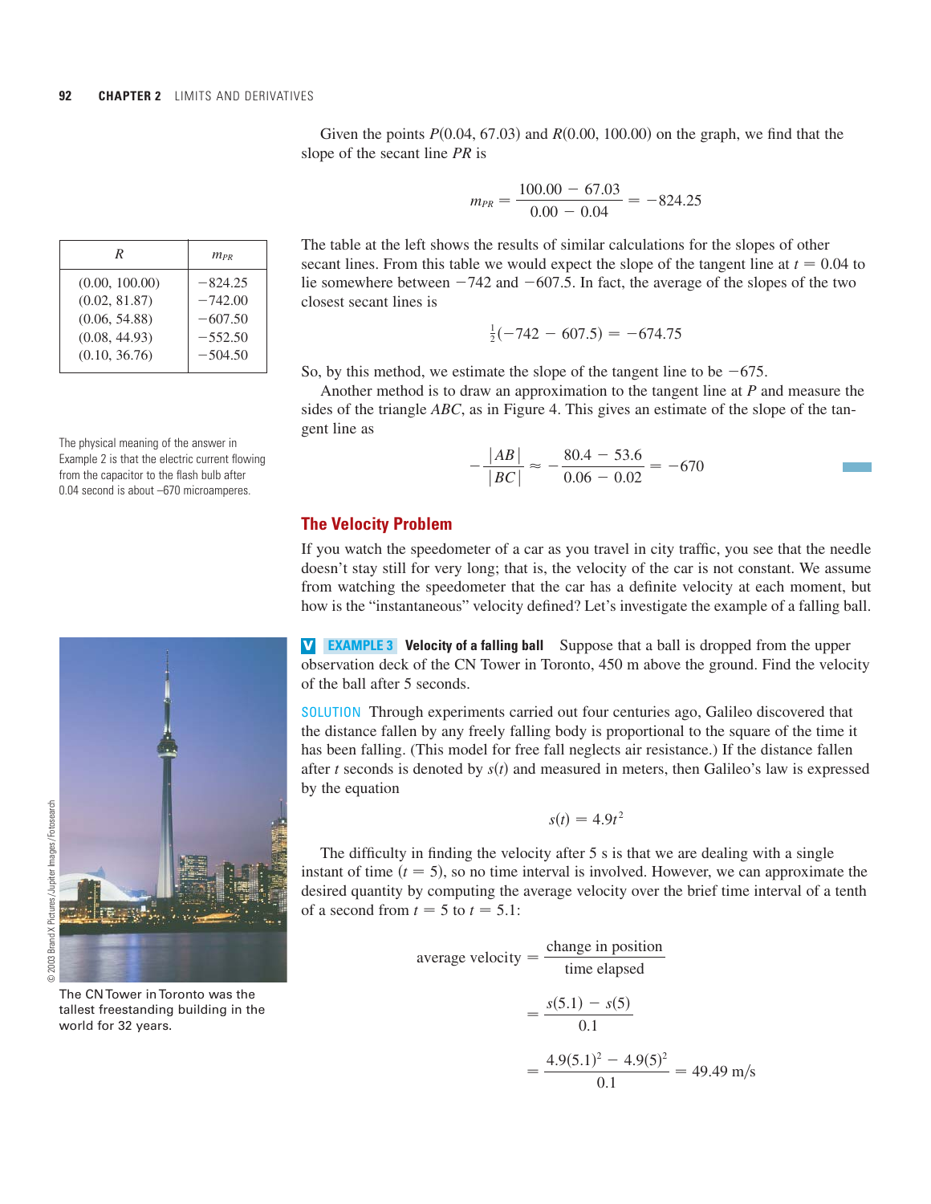Given the points $P(0.04, 67.03)$ and $R(0.00, 100.00)$ on the graph, we find that the slope of the secant line $PR$ is

$$m_{PR} = \frac{100.00 - 67.03}{0.00 - 0.04} = -824.25$$

| $R$ | $m_{PR}$ |
|---|---|
| (0.00, 100.00) | −824.25 |
| (0.02, 81.87) | −742.00 |
| (0.06, 54.88) | −607.50 |
| (0.08, 44.93) | −552.50 |
| (0.10, 36.76) | −504.50 |

The table at the left shows the results of similar calculations for the slopes of other secant lines. From this table we would expect the slope of the tangent line at $t = 0.04$ to lie somewhere between $-742$ and $-607.5$. In fact, the average of the slopes of the two closest secant lines is

$$\tfrac{1}{2}(-742 - 607.5) = -674.75$$

So, by this method, we estimate the slope of the tangent line to be $-675$.

Another method is to draw an approximation to the tangent line at $P$ and measure the sides of the triangle $ABC$, as in Figure 4. This gives an estimate of the slope of the tangent line as

$$-\frac{|AB|}{|BC|} \approx -\frac{80.4 - 53.6}{0.06 - 0.02} = -670$$

The physical meaning of the answer in Example 2 is that the electric current flowing from the capacitor to the flash bulb after 0.04 second is about –670 microamperes.

## The Velocity Problem

If you watch the speedometer of a car as you travel in city traffic, you see that the needle doesn't stay still for very long; that is, the velocity of the car is not constant. We assume from watching the speedometer that the car has a definite velocity at each moment, but how is the "instantaneous" velocity defined? Let's investigate the example of a falling ball.

**V EXAMPLE 3 Velocity of a falling ball** Suppose that a ball is dropped from the upper observation deck of the CN Tower in Toronto, 450 m above the ground. Find the velocity of the ball after 5 seconds.

SOLUTION Through experiments carried out four centuries ago, Galileo discovered that the distance fallen by any freely falling body is proportional to the square of the time it has been falling. (This model for free fall neglects air resistance.) If the distance fallen after $t$ seconds is denoted by $s(t)$ and measured in meters, then Galileo's law is expressed by the equation

$$s(t) = 4.9t^2$$

© 2003 Brand X Pictures/Jupiter Images/Fotosearch

The CN Tower in Toronto was the tallest freestanding building in the world for 32 years.

The difficulty in finding the velocity after 5 s is that we are dealing with a single instant of time ($t = 5$), so no time interval is involved. However, we can approximate the desired quantity by computing the average velocity over the brief time interval of a tenth of a second from $t = 5$ to $t = 5.1$:

$$\text{average velocity} = \frac{\text{change in position}}{\text{time elapsed}}$$

$$= \frac{s(5.1) - s(5)}{0.1}$$

$$= \frac{4.9(5.1)^2 - 4.9(5)^2}{0.1} = 49.49 \text{ m/s}$$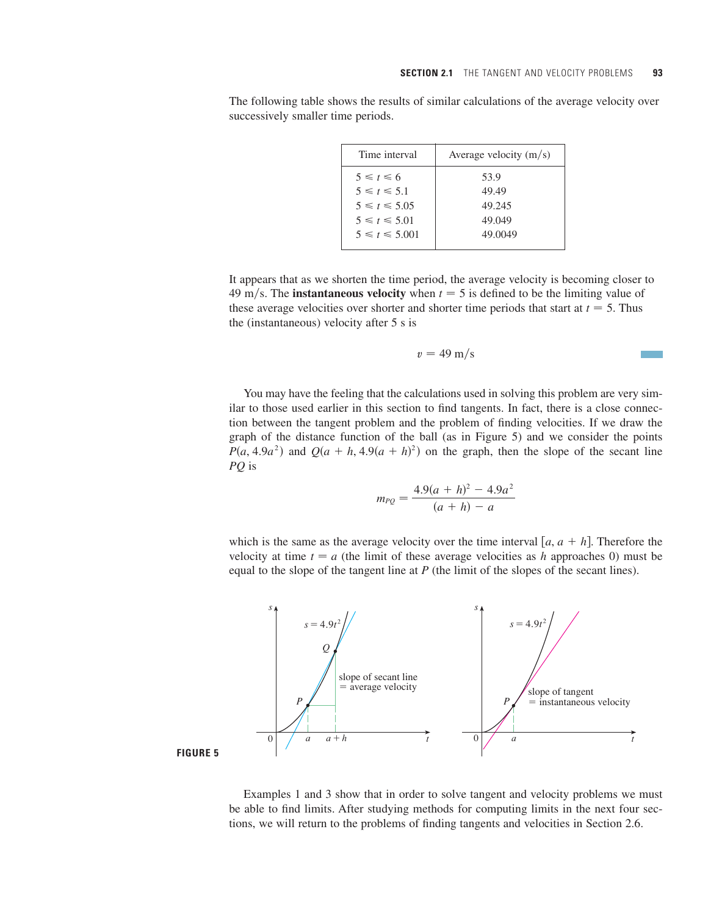The following table shows the results of similar calculations of the average velocity over successively smaller time periods.

| Time interval | Average velocity (m/s) |
|---|---|
| $5 \leqslant t \leqslant 6$ | 53.9 |
| $5 \leqslant t \leqslant 5.1$ | 49.49 |
| $5 \leqslant t \leqslant 5.05$ | 49.245 |
| $5 \leqslant t \leqslant 5.01$ | 49.049 |
| $5 \leqslant t \leqslant 5.001$ | 49.0049 |

It appears that as we shorten the time period, the average velocity is becoming closer to 49 m/s. The **instantaneous velocity** when $t = 5$ is defined to be the limiting value of these average velocities over shorter and shorter time periods that start at $t = 5$. Thus the (instantaneous) velocity after 5 s is

$$v = 49 \text{ m/s}$$

You may have the feeling that the calculations used in solving this problem are very similar to those used earlier in this section to find tangents. In fact, there is a close connection between the tangent problem and the problem of finding velocities. If we draw the graph of the distance function of the ball (as in Figure 5) and we consider the points $P(a, 4.9a^2)$ and $Q(a + h, 4.9(a + h)^2)$ on the graph, then the slope of the secant line $PQ$ is

$$m_{PQ} = \frac{4.9(a + h)^2 - 4.9a^2}{(a + h) - a}$$

which is the same as the average velocity over the time interval $[a, a + h]$. Therefore the velocity at time $t = a$ (the limit of these average velocities as $h$ approaches 0) must be equal to the slope of the tangent line at $P$ (the limit of the slopes of the secant lines).

**FIGURE 5**

Examples 1 and 3 show that in order to solve tangent and velocity problems we must be able to find limits. After studying methods for computing limits in the next four sections, we will return to the problems of finding tangents and velocities in Section 2.6.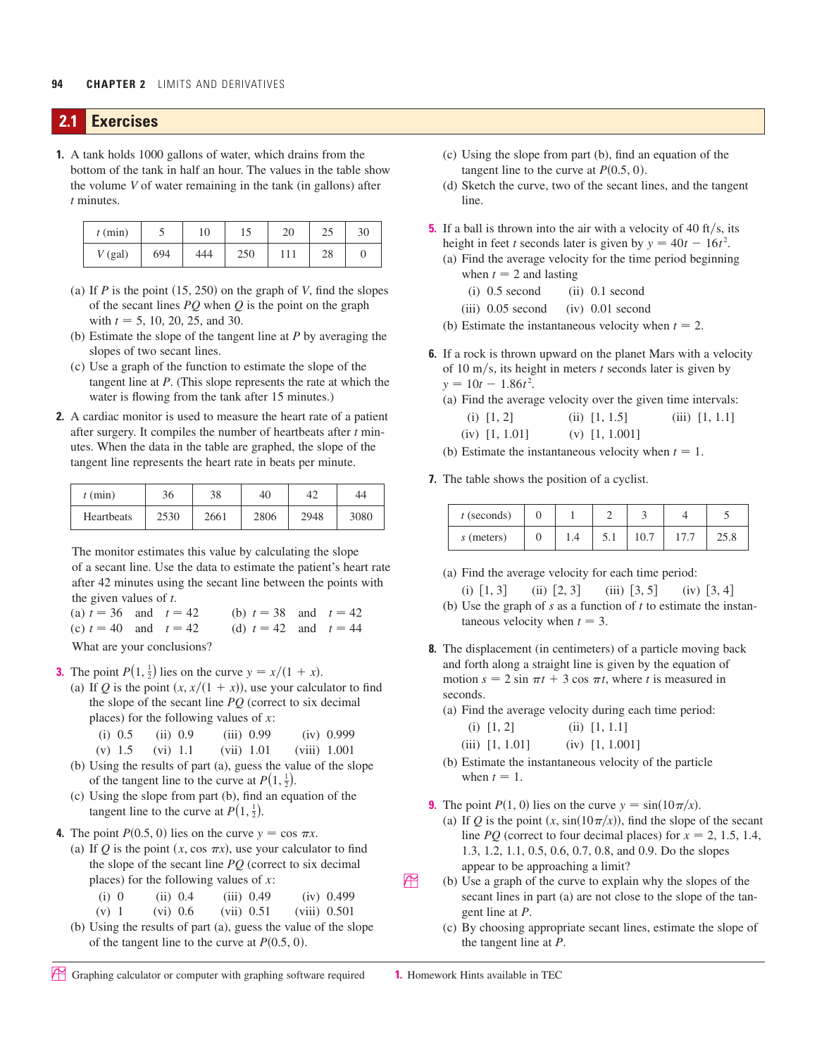## 2.1 Exercises

**1.** A tank holds 1000 gallons of water, which drains from the bottom of the tank in half an hour. The values in the table show the volume $V$ of water remaining in the tank (in gallons) after $t$ minutes.

| $t$ (min) | 5 | 10 | 15 | 20 | 25 | 30 |
|---|---|---|---|---|---|---|
| $V$ (gal) | 694 | 444 | 250 | 111 | 28 | 0 |

(a) If $P$ is the point (15, 250) on the graph of $V$, find the slopes of the secant lines $PQ$ when $Q$ is the point on the graph with $t = 5$, 10, 20, 25, and 30.

(b) Estimate the slope of the tangent line at $P$ by averaging the slopes of two secant lines.

(c) Use a graph of the function to estimate the slope of the tangent line at $P$. (This slope represents the rate at which the water is flowing from the tank after 15 minutes.)

**2.** A cardiac monitor is used to measure the heart rate of a patient after surgery. It compiles the number of heartbeats after $t$ minutes. When the data in the table are graphed, the slope of the tangent line represents the heart rate in beats per minute.

| $t$ (min) | 36 | 38 | 40 | 42 | 44 |
|---|---|---|---|---|---|
| Heartbeats | 2530 | 2661 | 2806 | 2948 | 3080 |

The monitor estimates this value by calculating the slope of a secant line. Use the data to estimate the patient's heart rate after 42 minutes using the secant line between the points with the given values of $t$.

(a) $t = 36$ and $t = 42$ (b) $t = 38$ and $t = 42$

(c) $t = 40$ and $t = 42$ (d) $t = 42$ and $t = 44$

What are your conclusions?

**3.** The point $P(1, \frac{1}{2})$ lies on the curve $y = x/(1 + x)$.

(a) If $Q$ is the point $(x, x/(1 + x))$, use your calculator to find the slope of the secant line $PQ$ (correct to six decimal places) for the following values of $x$:

(i) 0.5 (ii) 0.9 (iii) 0.99 (iv) 0.999
(v) 1.5 (vi) 1.1 (vii) 1.01 (viii) 1.001

(b) Using the results of part (a), guess the value of the slope of the tangent line to the curve at $P(1, \frac{1}{2})$.

(c) Using the slope from part (b), find an equation of the tangent line to the curve at $P(1, \frac{1}{2})$.

**4.** The point $P(0.5, 0)$ lies on the curve $y = \cos \pi x$.

(a) If $Q$ is the point $(x, \cos \pi x)$, use your calculator to find the slope of the secant line $PQ$ (correct to six decimal places) for the following values of $x$:

(i) 0 (ii) 0.4 (iii) 0.49 (iv) 0.499
(v) 1 (vi) 0.6 (vii) 0.51 (viii) 0.501

(b) Using the results of part (a), guess the value of the slope of the tangent line to the curve at $P(0.5, 0)$.

(c) Using the slope from part (b), find an equation of the tangent line to the curve at $P(0.5, 0)$.

(d) Sketch the curve, two of the secant lines, and the tangent line.

**5.** If a ball is thrown into the air with a velocity of 40 ft/s, its height in feet $t$ seconds later is given by $y = 40t - 16t^2$.

(a) Find the average velocity for the time period beginning when $t = 2$ and lasting

(i) 0.5 second (ii) 0.1 second
(iii) 0.05 second (iv) 0.01 second

(b) Estimate the instantaneous velocity when $t = 2$.

**6.** If a rock is thrown upward on the planet Mars with a velocity of 10 m/s, its height in meters $t$ seconds later is given by $y = 10t - 1.86t^2$.

(a) Find the average velocity over the given time intervals:

(i) [1, 2] (ii) [1, 1.5] (iii) [1, 1.1]
(iv) [1, 1.01] (v) [1, 1.001]

(b) Estimate the instantaneous velocity when $t = 1$.

**7.** The table shows the position of a cyclist.

| $t$ (seconds) | 0 | 1 | 2 | 3 | 4 | 5 |
|---|---|---|---|---|---|---|
| $s$ (meters) | 0 | 1.4 | 5.1 | 10.7 | 17.7 | 25.8 |

(a) Find the average velocity for each time period:

(i) [1, 3] (ii) [2, 3] (iii) [3, 5] (iv) [3, 4]

(b) Use the graph of $s$ as a function of $t$ to estimate the instantaneous velocity when $t = 3$.

**8.** The displacement (in centimeters) of a particle moving back and forth along a straight line is given by the equation of motion $s = 2 \sin \pi t + 3 \cos \pi t$, where $t$ is measured in seconds.

(a) Find the average velocity during each time period:

(i) [1, 2] (ii) [1, 1.1]
(iii) [1, 1.01] (iv) [1, 1.001]

(b) Estimate the instantaneous velocity of the particle when $t = 1$.

**9.** The point $P(1, 0)$ lies on the curve $y = \sin(10\pi/x)$.

(a) If $Q$ is the point $(x, \sin(10\pi/x))$, find the slope of the secant line $PQ$ (correct to four decimal places) for $x = 2$, 1.5, 1.4, 1.3, 1.2, 1.1, 0.5, 0.6, 0.7, 0.8, and 0.9. Do the slopes appear to be approaching a limit?

(b) Use a graph of the curve to explain why the slopes of the secant lines in part (a) are not close to the slope of the tangent line at $P$.

(c) By choosing appropriate secant lines, estimate the slope of the tangent line at $P$.

Graphing calculator or computer with graphing software required

1. Homework Hints available in TEC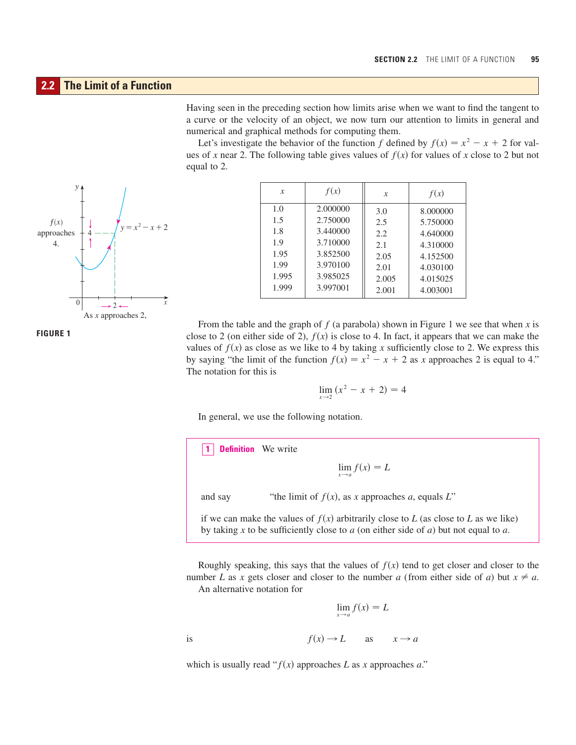## 2.2 The Limit of a Function

Having seen in the preceding section how limits arise when we want to find the tangent to a curve or the velocity of an object, we now turn our attention to limits in general and numerical and graphical methods for computing them.

Let's investigate the behavior of the function $f$ defined by $f(x) = x^2 - x + 2$ for values of $x$ near 2. The following table gives values of $f(x)$ for values of $x$ close to 2 but not equal to 2.

| $x$ | $f(x)$ | $x$ | $f(x)$ |
|---|---|---|---|
| 1.0 | 2.000000 | 3.0 | 8.000000 |
| 1.5 | 2.750000 | 2.5 | 5.750000 |
| 1.8 | 3.440000 | 2.2 | 4.640000 |
| 1.9 | 3.710000 | 2.1 | 4.310000 |
| 1.95 | 3.852500 | 2.05 | 4.152500 |
| 1.99 | 3.970100 | 2.01 | 4.030100 |
| 1.995 | 3.985025 | 2.005 | 4.015025 |
| 1.999 | 3.997001 | 2.001 | 4.003001 |

$f(x)$ approaches 4.

$y = x^2 - x + 2$

As $x$ approaches 2,

**FIGURE 1**

From the table and the graph of $f$ (a parabola) shown in Figure 1 we see that when $x$ is close to 2 (on either side of 2), $f(x)$ is close to 4. In fact, it appears that we can make the values of $f(x)$ as close as we like to 4 by taking $x$ sufficiently close to 2. We express this by saying "the limit of the function $f(x) = x^2 - x + 2$ as $x$ approaches 2 is equal to 4." The notation for this is

$$\lim_{x \to 2} (x^2 - x + 2) = 4$$

In general, we use the following notation.

**1 Definition** We write

$$\lim_{x \to a} f(x) = L$$

and say "the limit of $f(x)$, as $x$ approaches $a$, equals $L$"

if we can make the values of $f(x)$ arbitrarily close to $L$ (as close to $L$ as we like) by taking $x$ to be sufficiently close to $a$ (on either side of $a$) but not equal to $a$.

Roughly speaking, this says that the values of $f(x)$ tend to get closer and closer to the number $L$ as $x$ gets closer and closer to the number $a$ (from either side of $a$) but $x \neq a$.

An alternative notation for

$$\lim_{x \to a} f(x) = L$$

is

$$f(x) \to L \qquad \text{as} \qquad x \to a$$

which is usually read "$f(x)$ approaches $L$ as $x$ approaches $a$."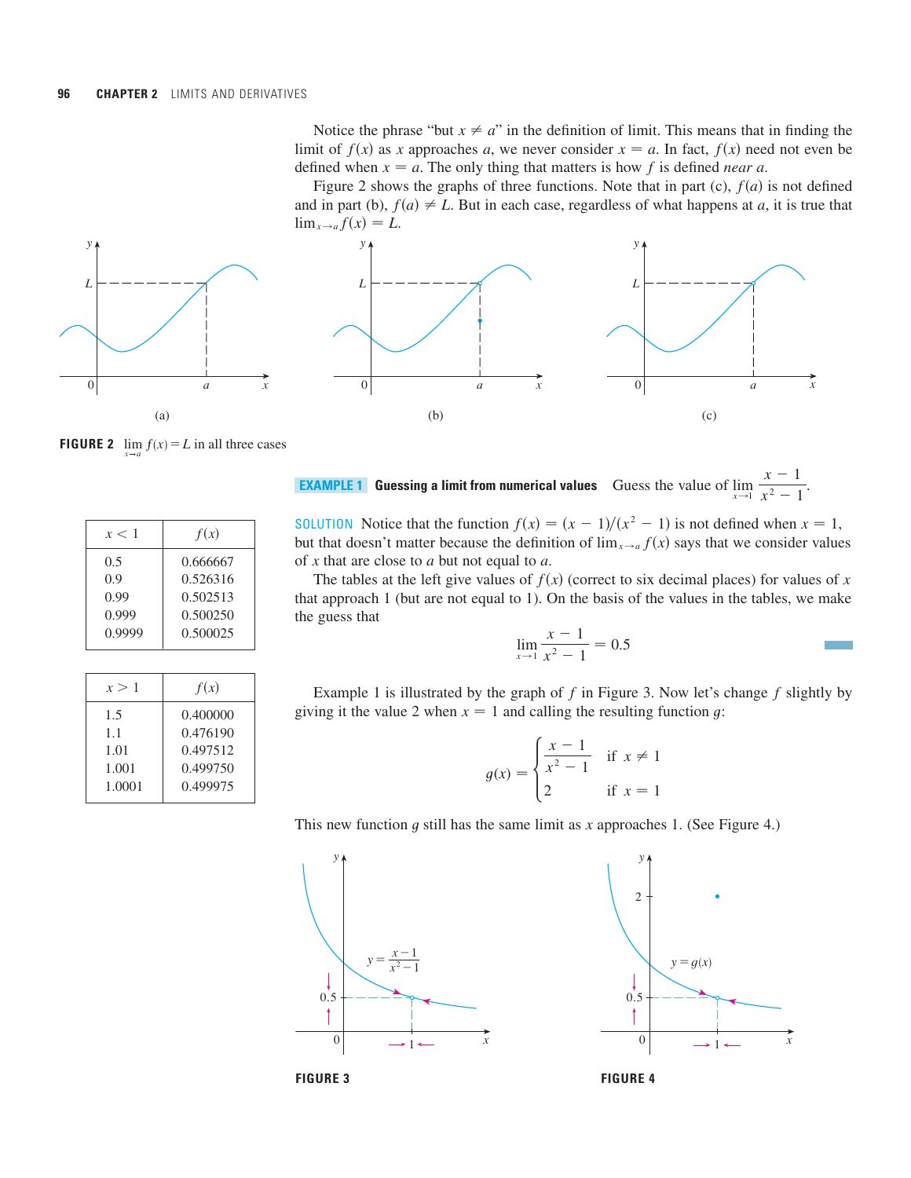Notice the phrase "but $x \neq a$" in the definition of limit. This means that in finding the limit of $f(x)$ as $x$ approaches $a$, we never consider $x = a$. In fact, $f(x)$ need not even be defined when $x = a$. The only thing that matters is how $f$ is defined *near* $a$.

Figure 2 shows the graphs of three functions. Note that in part (c), $f(a)$ is not defined and in part (b), $f(a) \neq L$. But in each case, regardless of what happens at $a$, it is true that $\lim_{x \to a} f(x) = L$.

(a) (b) (c)

**FIGURE 2** $\lim_{x \to a} f(x) = L$ in all three cases

**EXAMPLE 1** **Guessing a limit from numerical values** Guess the value of $\lim_{x \to 1} \dfrac{x - 1}{x^2 - 1}$.

SOLUTION Notice that the function $f(x) = (x - 1)/(x^2 - 1)$ is not defined when $x = 1$, but that doesn't matter because the definition of $\lim_{x \to a} f(x)$ says that we consider values of $x$ that are close to $a$ but not equal to $a$.

The tables at the left give values of $f(x)$ (correct to six decimal places) for values of $x$ that approach 1 (but are not equal to 1). On the basis of the values in the tables, we make the guess that

$$\lim_{x \to 1} \frac{x - 1}{x^2 - 1} = 0.5$$

| $x < 1$ | $f(x)$ |
|---|---|
| 0.5 | 0.666667 |
| 0.9 | 0.526316 |
| 0.99 | 0.502513 |
| 0.999 | 0.500250 |
| 0.9999 | 0.500025 |

| $x > 1$ | $f(x)$ |
|---|---|
| 1.5 | 0.400000 |
| 1.1 | 0.476190 |
| 1.01 | 0.497512 |
| 1.001 | 0.499750 |
| 1.0001 | 0.499975 |

Example 1 is illustrated by the graph of $f$ in Figure 3. Now let's change $f$ slightly by giving it the value 2 when $x = 1$ and calling the resulting function $g$:

$$g(x) = \begin{cases} \dfrac{x - 1}{x^2 - 1} & \text{if } x \neq 1 \\ 2 & \text{if } x = 1 \end{cases}$$

This new function $g$ still has the same limit as $x$ approaches 1. (See Figure 4.)

**FIGURE 3**

**FIGURE 4**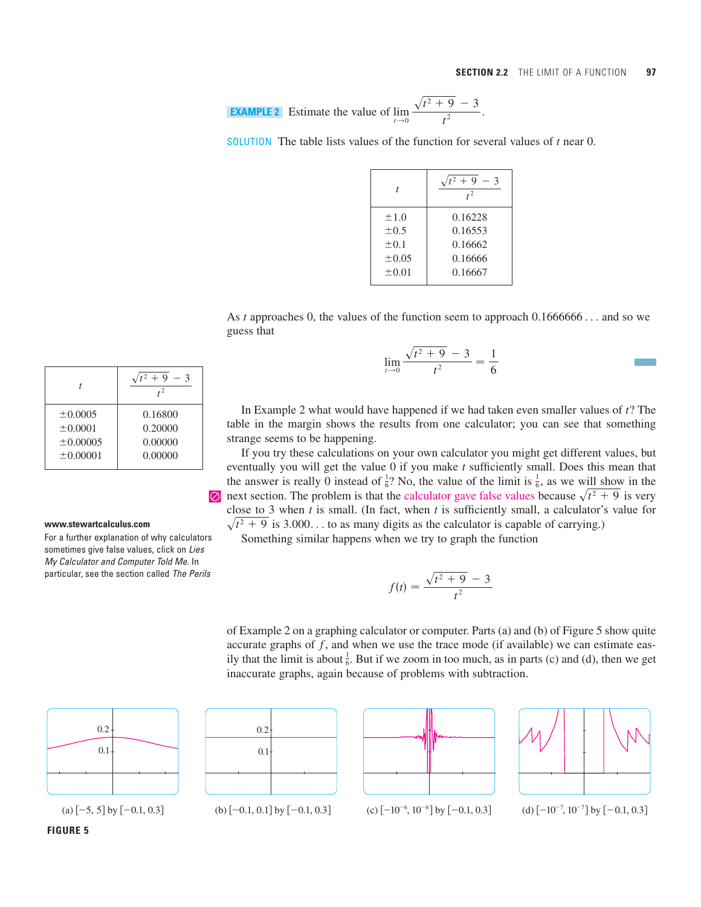**EXAMPLE 2** Estimate the value of $\displaystyle\lim_{t \to 0} \frac{\sqrt{t^2 + 9} - 3}{t^2}$.

SOLUTION The table lists values of the function for several values of $t$ near 0.

| $t$ | $\dfrac{\sqrt{t^2 + 9} - 3}{t^2}$ |
|---|---|
| $\pm 1.0$ | 0.16228 |
| $\pm 0.5$ | 0.16553 |
| $\pm 0.1$ | 0.16662 |
| $\pm 0.05$ | 0.16666 |
| $\pm 0.01$ | 0.16667 |

As $t$ approaches 0, the values of the function seem to approach 0.1666666 . . . and so we guess that

$$\lim_{t \to 0} \frac{\sqrt{t^2 + 9} - 3}{t^2} = \frac{1}{6}$$

In Example 2 what would have happened if we had taken even smaller values of $t$? The table in the margin shows the results from one calculator; you can see that something strange seems to be happening.

| $t$ | $\dfrac{\sqrt{t^2 + 9} - 3}{t^2}$ |
|---|---|
| $\pm 0.0005$ | 0.16800 |
| $\pm 0.0001$ | 0.20000 |
| $\pm 0.00005$ | 0.00000 |
| $\pm 0.00001$ | 0.00000 |

If you try these calculations on your own calculator you might get different values, but eventually you will get the value 0 if you make $t$ sufficiently small. Does this mean that the answer is really 0 instead of $\frac{1}{6}$? No, the value of the limit is $\frac{1}{6}$, as we will show in the next section. The problem is that the calculator gave false values because $\sqrt{t^2 + 9}$ is very close to 3 when $t$ is small. (In fact, when $t$ is sufficiently small, a calculator's value for $\sqrt{t^2 + 9}$ is 3.000. . . to as many digits as the calculator is capable of carrying.)

**www.stewartcalculus.com**
For a further explanation of why calculators sometimes give false values, click on *Lies My Calculator and Computer Told Me*. In particular, see the section called *The Perils of Subtraction*.

Something similar happens when we try to graph the function

$$f(t) = \frac{\sqrt{t^2 + 9} - 3}{t^2}$$

of Example 2 on a graphing calculator or computer. Parts (a) and (b) of Figure 5 show quite accurate graphs of $f$, and when we use the trace mode (if available) we can estimate easily that the limit is about $\frac{1}{6}$. But if we zoom in too much, as in parts (c) and (d), then we get inaccurate graphs, again because of problems with subtraction.

(a) $[-5, 5]$ by $[-0.1, 0.3]$ (b) $[-0.1, 0.1]$ by $[-0.1, 0.3]$ (c) $[-10^{-6}, 10^{-6}]$ by $[-0.1, 0.3]$ (d) $[-10^{-7}, 10^{-7}]$ by $[-0.1, 0.3]$

**FIGURE 5**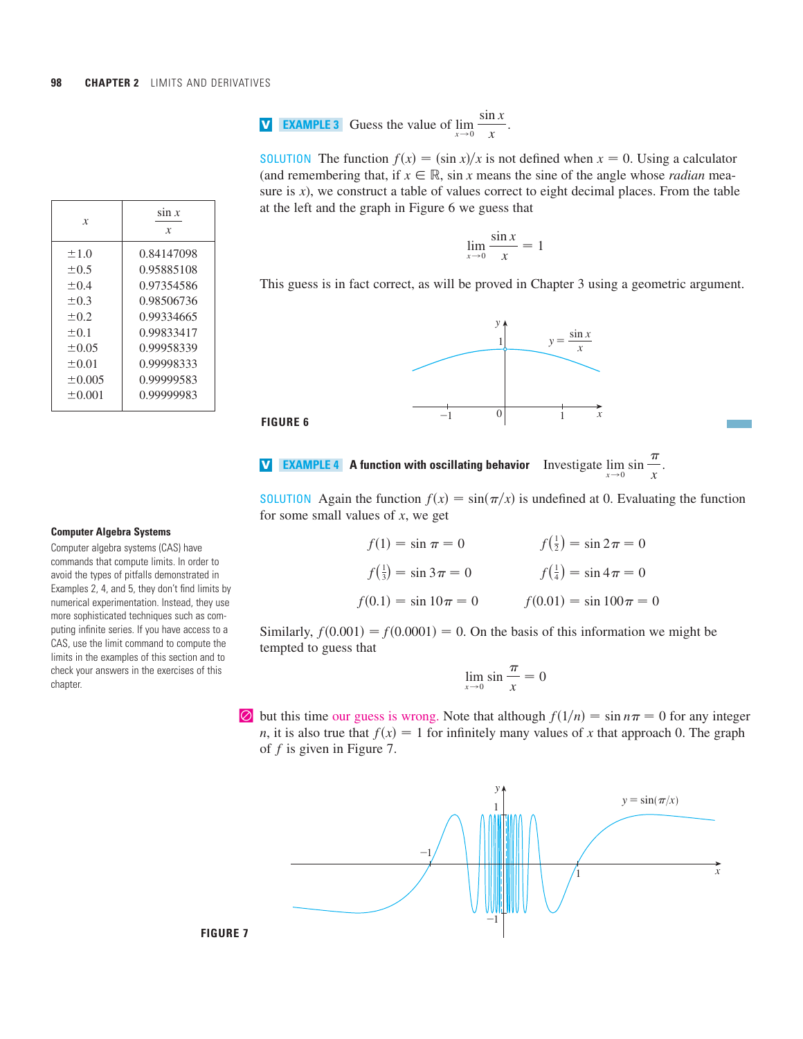**EXAMPLE 3** Guess the value of $\lim_{x \to 0} \frac{\sin x}{x}$.

SOLUTION The function $f(x) = (\sin x)/x$ is not defined when $x = 0$. Using a calculator (and remembering that, if $x \in \mathbb{R}$, $\sin x$ means the sine of the angle whose *radian* measure is $x$), we construct a table of values correct to eight decimal places. From the table at the left and the graph in Figure 6 we guess that

| $x$ | $\frac{\sin x}{x}$ |
|---|---|
| $\pm 1.0$ | 0.84147098 |
| $\pm 0.5$ | 0.95885108 |
| $\pm 0.4$ | 0.97354586 |
| $\pm 0.3$ | 0.98506736 |
| $\pm 0.2$ | 0.99334665 |
| $\pm 0.1$ | 0.99833417 |
| $\pm 0.05$ | 0.99958339 |
| $\pm 0.01$ | 0.99998333 |
| $\pm 0.005$ | 0.99999583 |
| $\pm 0.001$ | 0.99999983 |

$$\lim_{x \to 0} \frac{\sin x}{x} = 1$$

This guess is in fact correct, as will be proved in Chapter 3 using a geometric argument.

FIGURE 6

**EXAMPLE 4** **A function with oscillating behavior** Investigate $\lim_{x \to 0} \sin \frac{\pi}{x}$.

SOLUTION Again the function $f(x) = \sin(\pi/x)$ is undefined at 0. Evaluating the function for some small values of $x$, we get

$$f(1) = \sin \pi = 0 \qquad f\left(\tfrac{1}{2}\right) = \sin 2\pi = 0$$

$$f\left(\tfrac{1}{3}\right) = \sin 3\pi = 0 \qquad f\left(\tfrac{1}{4}\right) = \sin 4\pi = 0$$

$$f(0.1) = \sin 10\pi = 0 \qquad f(0.01) = \sin 100\pi = 0$$

Similarly, $f(0.001) = f(0.0001) = 0$. On the basis of this information we might be tempted to guess that

$$\lim_{x \to 0} \sin \frac{\pi}{x} = 0$$

but this time our guess is wrong. Note that although $f(1/n) = \sin n\pi = 0$ for any integer $n$, it is also true that $f(x) = 1$ for infinitely many values of $x$ that approach 0. The graph of $f$ is given in Figure 7.

**Computer Algebra Systems**

Computer algebra systems (CAS) have commands that compute limits. In order to avoid the types of pitfalls demonstrated in Examples 2, 4, and 5, they don't find limits by numerical experimentation. Instead, they use more sophisticated techniques such as computing infinite series. If you have access to a CAS, use the limit command to compute the limits in the examples of this section and to check your answers in the exercises of this chapter.

FIGURE 7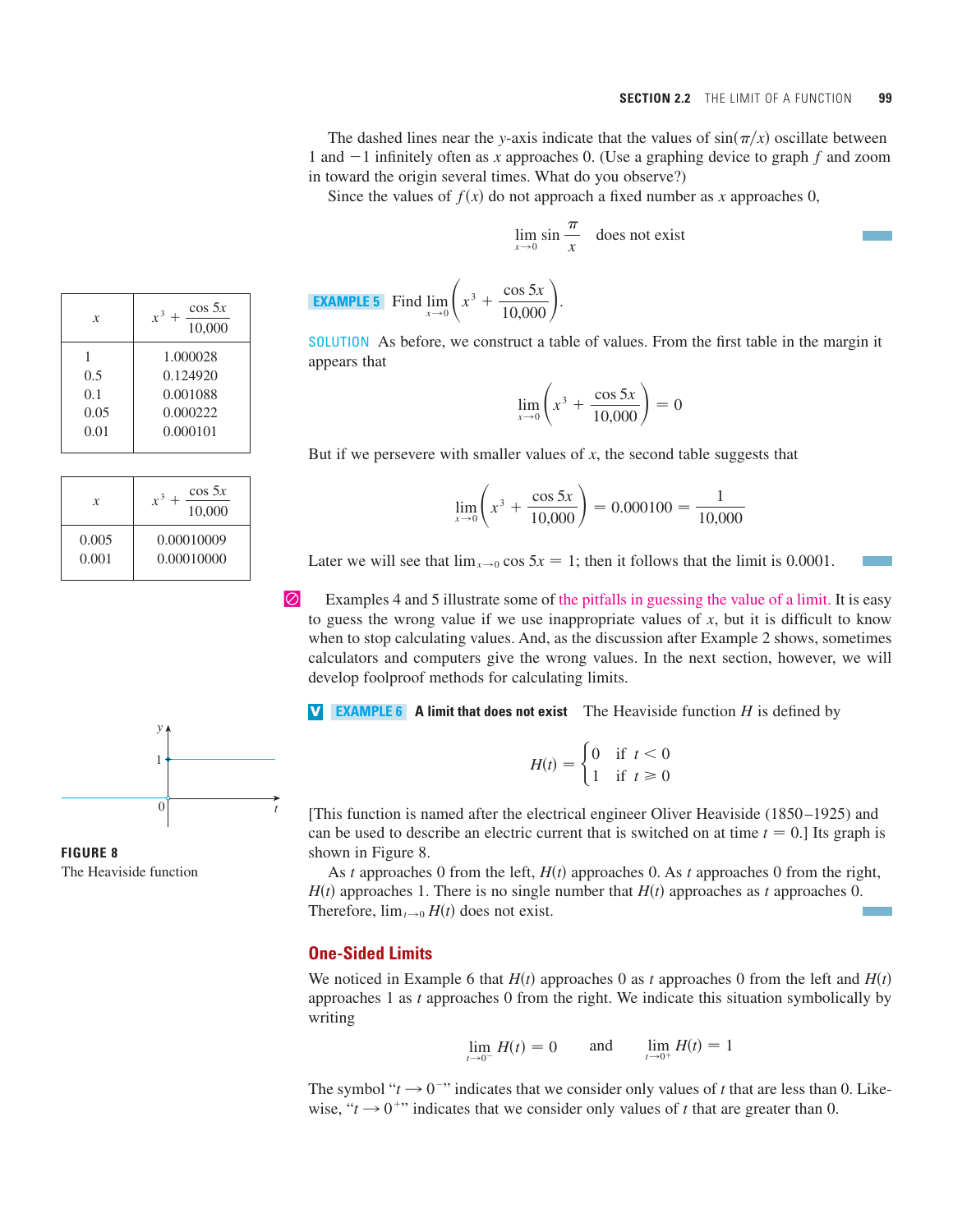The dashed lines near the $y$-axis indicate that the values of $\sin(\pi/x)$ oscillate between 1 and $-1$ infinitely often as $x$ approaches 0. (Use a graphing device to graph $f$ and zoom in toward the origin several times. What do you observe?)

Since the values of $f(x)$ do not approach a fixed number as $x$ approaches 0,

$$\lim_{x \to 0} \sin \frac{\pi}{x} \quad \text{does not exist}$$

| $x$ | $x^3 + \dfrac{\cos 5x}{10{,}000}$ |
|---|---|
| 1 | 1.000028 |
| 0.5 | 0.124920 |
| 0.1 | 0.001088 |
| 0.05 | 0.000222 |
| 0.01 | 0.000101 |

| $x$ | $x^3 + \dfrac{\cos 5x}{10{,}000}$ |
|---|---|
| 0.005 | 0.00010009 |
| 0.001 | 0.00010000 |

**EXAMPLE 5** Find $\displaystyle\lim_{x \to 0} \left( x^3 + \frac{\cos 5x}{10{,}000} \right)$.

SOLUTION As before, we construct a table of values. From the first table in the margin it appears that

$$\lim_{x \to 0} \left( x^3 + \frac{\cos 5x}{10{,}000} \right) = 0$$

But if we persevere with smaller values of $x$, the second table suggests that

$$\lim_{x \to 0} \left( x^3 + \frac{\cos 5x}{10{,}000} \right) = 0.000100 = \frac{1}{10{,}000}$$

Later we will see that $\lim_{x \to 0} \cos 5x = 1$; then it follows that the limit is 0.0001.

Examples 4 and 5 illustrate some of the pitfalls in guessing the value of a limit. It is easy to guess the wrong value if we use inappropriate values of $x$, but it is difficult to know when to stop calculating values. And, as the discussion after Example 2 shows, sometimes calculators and computers give the wrong values. In the next section, however, we will develop foolproof methods for calculating limits.

**EXAMPLE 6 A limit that does not exist** The Heaviside function $H$ is defined by

$$H(t) = \begin{cases} 0 & \text{if } t < 0 \\ 1 & \text{if } t \geq 0 \end{cases}$$

[This function is named after the electrical engineer Oliver Heaviside (1850–1925) and can be used to describe an electric current that is switched on at time $t = 0$.] Its graph is shown in Figure 8.

**FIGURE 8**
The Heaviside function

As $t$ approaches 0 from the left, $H(t)$ approaches 0. As $t$ approaches 0 from the right, $H(t)$ approaches 1. There is no single number that $H(t)$ approaches as $t$ approaches 0. Therefore, $\lim_{t \to 0} H(t)$ does not exist.

## One-Sided Limits

We noticed in Example 6 that $H(t)$ approaches 0 as $t$ approaches 0 from the left and $H(t)$ approaches 1 as $t$ approaches 0 from the right. We indicate this situation symbolically by writing

$$\lim_{t \to 0^-} H(t) = 0 \qquad \text{and} \qquad \lim_{t \to 0^+} H(t) = 1$$

The symbol "$t \to 0^-$" indicates that we consider only values of $t$ that are less than 0. Likewise, "$t \to 0^+$" indicates that we consider only values of $t$ that are greater than 0.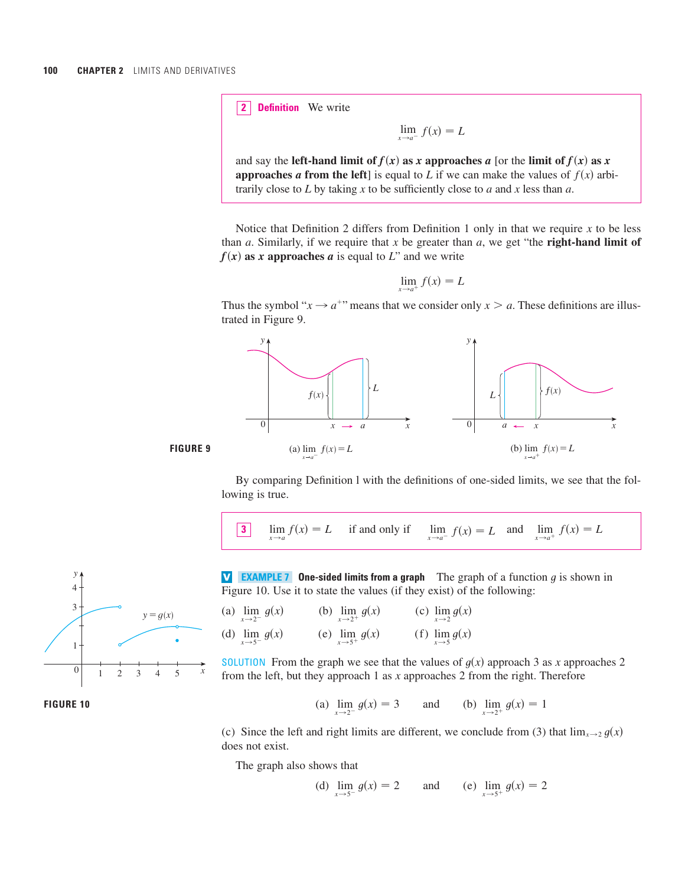**2 Definition** We write

$$\lim_{x \to a^-} f(x) = L$$

and say the **left-hand limit of $f(x)$ as $x$ approaches $a$** [or the **limit of $f(x)$ as $x$ approaches $a$ from the left**] is equal to $L$ if we can make the values of $f(x)$ arbitrarily close to $L$ by taking $x$ to be sufficiently close to $a$ and $x$ less than $a$.

Notice that Definition 2 differs from Definition 1 only in that we require $x$ to be less than $a$. Similarly, if we require that $x$ be greater than $a$, we get "the **right-hand limit of $f(x)$ as $x$ approaches $a$** is equal to $L$" and we write

$$\lim_{x \to a^+} f(x) = L$$

Thus the symbol "$x \to a^+$" means that we consider only $x > a$. These definitions are illustrated in Figure 9.

**FIGURE 9**

(a) $\lim_{x \to a^-} f(x) = L$ (b) $\lim_{x \to a^+} f(x) = L$

By comparing Definition 1 with the definitions of one-sided limits, we see that the following is true.

**3** $\lim_{x \to a} f(x) = L$ if and only if $\lim_{x \to a^-} f(x) = L$ and $\lim_{x \to a^+} f(x) = L$

**V EXAMPLE 7 One-sided limits from a graph** The graph of a function $g$ is shown in Figure 10. Use it to state the values (if they exist) of the following:

(a) $\lim_{x \to 2^-} g(x)$ (b) $\lim_{x \to 2^+} g(x)$ (c) $\lim_{x \to 2} g(x)$

(d) $\lim_{x \to 5^-} g(x)$ (e) $\lim_{x \to 5^+} g(x)$ (f) $\lim_{x \to 5} g(x)$

**FIGURE 10**

SOLUTION From the graph we see that the values of $g(x)$ approach 3 as $x$ approaches 2 from the left, but they approach 1 as $x$ approaches 2 from the right. Therefore

$$\text{(a)} \lim_{x \to 2^-} g(x) = 3 \quad \text{and} \quad \text{(b)} \lim_{x \to 2^+} g(x) = 1$$

(c) Since the left and right limits are different, we conclude from (3) that $\lim_{x \to 2} g(x)$ does not exist.

The graph also shows that

$$\text{(d)} \lim_{x \to 5^-} g(x) = 2 \quad \text{and} \quad \text{(e)} \lim_{x \to 5^+} g(x) = 2$$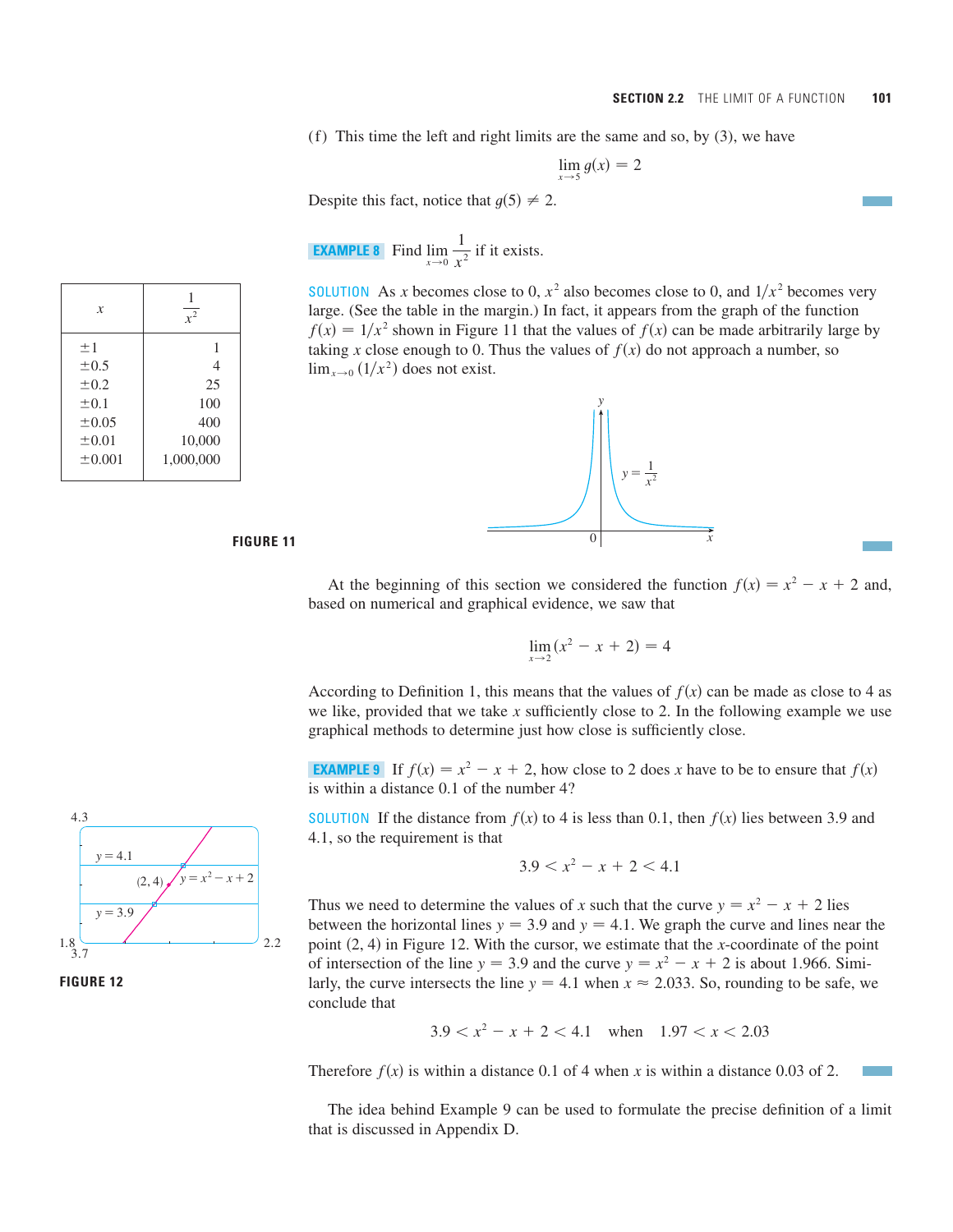(f) This time the left and right limits are the same and so, by (3), we have

$$\lim_{x \to 5} g(x) = 2$$

Despite this fact, notice that $g(5) \neq 2$.

**EXAMPLE 8** Find $\lim_{x \to 0} \frac{1}{x^2}$ if it exists.

| $x$ | $\frac{1}{x^2}$ |
|---|---|
| $\pm 1$ | 1 |
| $\pm 0.5$ | 4 |
| $\pm 0.2$ | 25 |
| $\pm 0.1$ | 100 |
| $\pm 0.05$ | 400 |
| $\pm 0.01$ | 10,000 |
| $\pm 0.001$ | 1,000,000 |

SOLUTION As $x$ becomes close to 0, $x^2$ also becomes close to 0, and $1/x^2$ becomes very large. (See the table in the margin.) In fact, it appears from the graph of the function $f(x) = 1/x^2$ shown in Figure 11 that the values of $f(x)$ can be made arbitrarily large by taking $x$ close enough to 0. Thus the values of $f(x)$ do not approach a number, so $\lim_{x \to 0} (1/x^2)$ does not exist.

FIGURE 11

At the beginning of this section we considered the function $f(x) = x^2 - x + 2$ and, based on numerical and graphical evidence, we saw that

$$\lim_{x \to 2} (x^2 - x + 2) = 4$$

According to Definition 1, this means that the values of $f(x)$ can be made as close to 4 as we like, provided that we take $x$ sufficiently close to 2. In the following example we use graphical methods to determine just how close is sufficiently close.

**EXAMPLE 9** If $f(x) = x^2 - x + 2$, how close to 2 does $x$ have to be to ensure that $f(x)$ is within a distance 0.1 of the number 4?

SOLUTION If the distance from $f(x)$ to 4 is less than 0.1, then $f(x)$ lies between 3.9 and 4.1, so the requirement is that

$$3.9 < x^2 - x + 2 < 4.1$$

Thus we need to determine the values of $x$ such that the curve $y = x^2 - x + 2$ lies between the horizontal lines $y = 3.9$ and $y = 4.1$. We graph the curve and lines near the point $(2, 4)$ in Figure 12. With the cursor, we estimate that the $x$-coordinate of the point of intersection of the line $y = 3.9$ and the curve $y = x^2 - x + 2$ is about 1.966. Similarly, the curve intersects the line $y = 4.1$ when $x \approx 2.033$. So, rounding to be safe, we conclude that

$$3.9 < x^2 - x + 2 < 4.1 \quad \text{when} \quad 1.97 < x < 2.03$$

FIGURE 12

Therefore $f(x)$ is within a distance 0.1 of 4 when $x$ is within a distance 0.03 of 2.

The idea behind Example 9 can be used to formulate the precise definition of a limit that is discussed in Appendix D.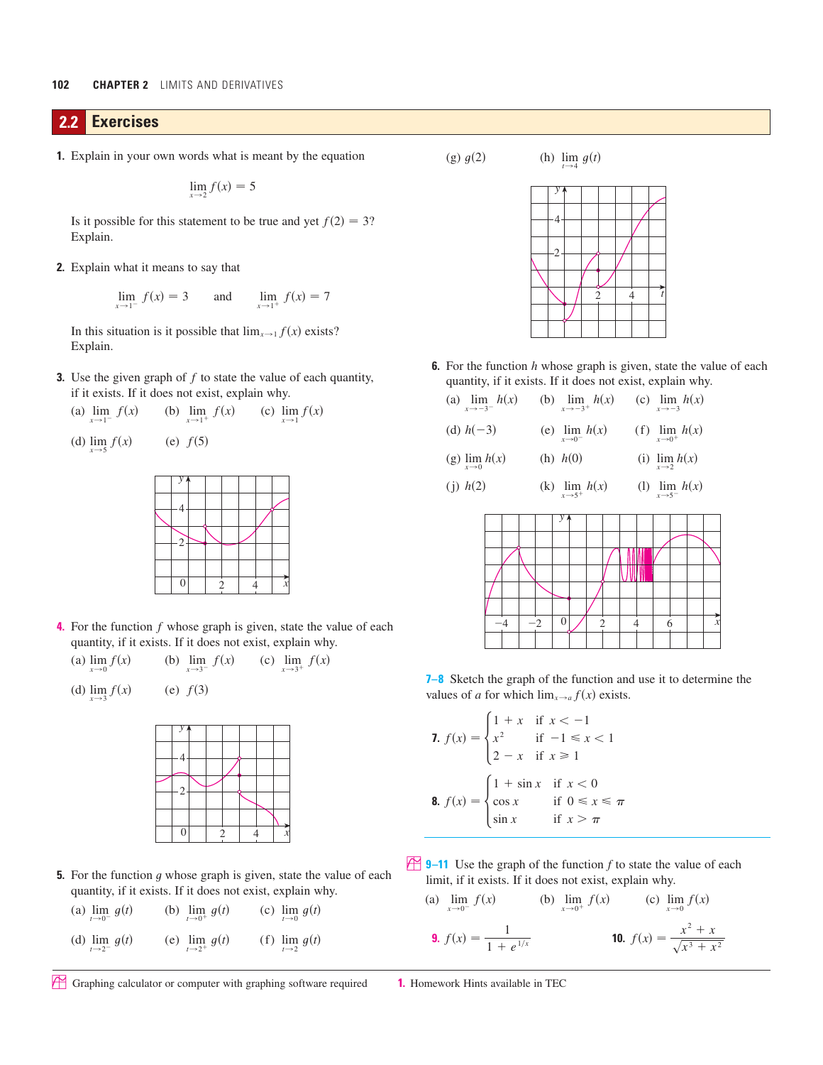## 2.2 Exercises

**1.** Explain in your own words what is meant by the equation

$$\lim_{x \to 2} f(x) = 5$$

Is it possible for this statement to be true and yet $f(2) = 3$? Explain.

**2.** Explain what it means to say that

$$\lim_{x \to 1^-} f(x) = 3 \quad \text{and} \quad \lim_{x \to 1^+} f(x) = 7$$

In this situation is it possible that $\lim_{x \to 1} f(x)$ exists? Explain.

**3.** Use the given graph of $f$ to state the value of each quantity, if it exists. If it does not exist, explain why.

(a) $\lim_{x \to 1^-} f(x)$ (b) $\lim_{x \to 1^+} f(x)$ (c) $\lim_{x \to 1} f(x)$

(d) $\lim_{x \to 5} f(x)$ (e) $f(5)$

**4.** For the function $f$ whose graph is given, state the value of each quantity, if it exists. If it does not exist, explain why.

(a) $\lim_{x \to 0} f(x)$ (b) $\lim_{x \to 3^-} f(x)$ (c) $\lim_{x \to 3^+} f(x)$

(d) $\lim_{x \to 3} f(x)$ (e) $f(3)$

**5.** For the function $g$ whose graph is given, state the value of each quantity, if it exists. If it does not exist, explain why.

(a) $\lim_{t \to 0^-} g(t)$ (b) $\lim_{t \to 0^+} g(t)$ (c) $\lim_{t \to 0} g(t)$

(d) $\lim_{t \to 2^-} g(t)$ (e) $\lim_{t \to 2^+} g(t)$ (f) $\lim_{t \to 2} g(t)$

(g) $g(2)$ (h) $\lim_{t \to 4} g(t)$

**6.** For the function $h$ whose graph is given, state the value of each quantity, if it exists. If it does not exist, explain why.

(a) $\lim_{x \to -3^-} h(x)$ (b) $\lim_{x \to -3^+} h(x)$ (c) $\lim_{x \to -3} h(x)$

(d) $h(-3)$ (e) $\lim_{x \to 0^-} h(x)$ (f) $\lim_{x \to 0^+} h(x)$

(g) $\lim_{x \to 0} h(x)$ (h) $h(0)$ (i) $\lim_{x \to 2} h(x)$

(j) $h(2)$ (k) $\lim_{x \to 5^+} h(x)$ (l) $\lim_{x \to 5^-} h(x)$

**7–8** Sketch the graph of the function and use it to determine the values of $a$ for which $\lim_{x \to a} f(x)$ exists.

**7.** $f(x) = \begin{cases} 1 + x & \text{if } x < -1 \\ x^2 & \text{if } -1 \leqslant x < 1 \\ 2 - x & \text{if } x \geqslant 1 \end{cases}$

**8.** $f(x) = \begin{cases} 1 + \sin x & \text{if } x < 0 \\ \cos x & \text{if } 0 \leqslant x \leqslant \pi \\ \sin x & \text{if } x > \pi \end{cases}$

**9–11** Use the graph of the function $f$ to state the value of each limit, if it exists. If it does not exist, explain why.

(a) $\lim_{x \to 0^-} f(x)$ (b) $\lim_{x \to 0^+} f(x)$ (c) $\lim_{x \to 0} f(x)$

**9.** $f(x) = \dfrac{1}{1 + e^{1/x}}$

**10.** $f(x) = \dfrac{x^2 + x}{\sqrt{x^3 + x^2}}$

Graphing calculator or computer with graphing software required

1. Homework Hints available in TEC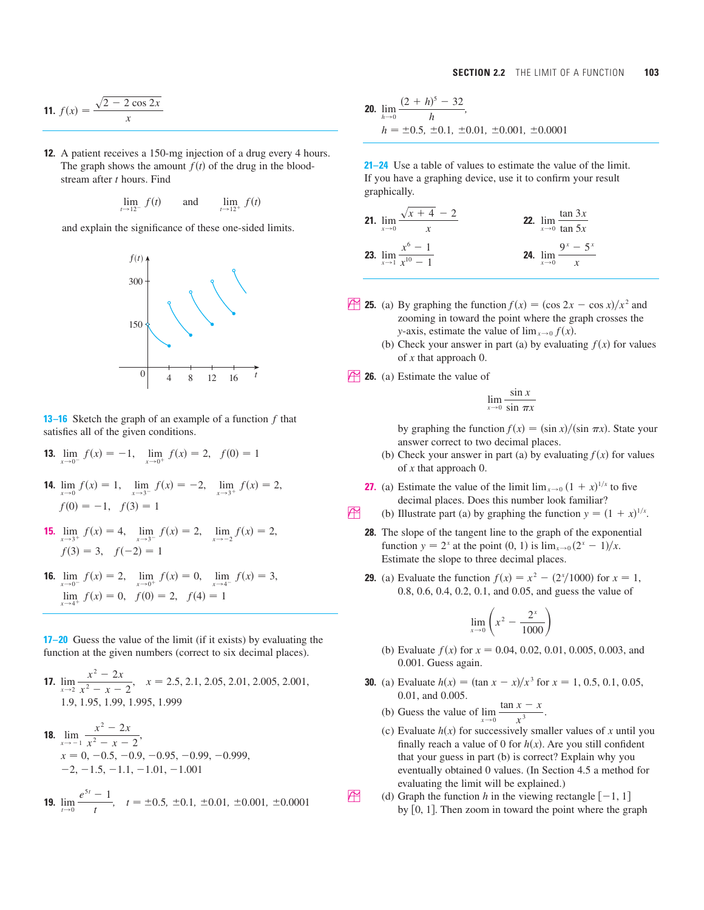**11.** $f(x) = \dfrac{\sqrt{2 - 2\cos 2x}}{x}$

**12.** A patient receives a 150-mg injection of a drug every 4 hours. The graph shows the amount $f(t)$ of the drug in the bloodstream after $t$ hours. Find

$$\lim_{t \to 12^-} f(t) \qquad \text{and} \qquad \lim_{t \to 12^+} f(t)$$

and explain the significance of these one-sided limits.

**13–16** Sketch the graph of an example of a function $f$ that satisfies all of the given conditions.

**13.** $\lim_{x \to 0^-} f(x) = -1, \quad \lim_{x \to 0^+} f(x) = 2, \quad f(0) = 1$

**14.** $\lim_{x \to 0} f(x) = 1, \quad \lim_{x \to 3^-} f(x) = -2, \quad \lim_{x \to 3^+} f(x) = 2,$
$f(0) = -1, \quad f(3) = 1$

**15.** $\lim_{x \to 3^+} f(x) = 4, \quad \lim_{x \to 3^-} f(x) = 2, \quad \lim_{x \to -2} f(x) = 2,$
$f(3) = 3, \quad f(-2) = 1$

**16.** $\lim_{x \to 0^-} f(x) = 2, \quad \lim_{x \to 0^+} f(x) = 0, \quad \lim_{x \to 4^-} f(x) = 3,$
$\lim_{x \to 4^+} f(x) = 0, \quad f(0) = 2, \quad f(4) = 1$

**17–20** Guess the value of the limit (if it exists) by evaluating the function at the given numbers (correct to six decimal places).

**17.** $\lim_{x \to 2} \dfrac{x^2 - 2x}{x^2 - x - 2}$, $\quad x = 2.5, 2.1, 2.05, 2.01, 2.005, 2.001,$
$1.9, 1.95, 1.99, 1.995, 1.999$

**18.** $\lim_{x \to -1} \dfrac{x^2 - 2x}{x^2 - x - 2}$,
$x = 0, -0.5, -0.9, -0.95, -0.99, -0.999,$
$-2, -1.5, -1.1, -1.01, -1.001$

**19.** $\lim_{t \to 0} \dfrac{e^{5t} - 1}{t}, \quad t = \pm 0.5, \pm 0.1, \pm 0.01, \pm 0.001, \pm 0.0001$

**20.** $\lim_{h \to 0} \dfrac{(2 + h)^5 - 32}{h}$,
$h = \pm 0.5, \pm 0.1, \pm 0.01, \pm 0.001, \pm 0.0001$

**21–24** Use a table of values to estimate the value of the limit. If you have a graphing device, use it to confirm your result graphically.

**21.** $\lim_{x \to 0} \dfrac{\sqrt{x + 4} - 2}{x}$

**22.** $\lim_{x \to 0} \dfrac{\tan 3x}{\tan 5x}$

**23.** $\lim_{x \to 1} \dfrac{x^6 - 1}{x^{10} - 1}$

**24.** $\lim_{x \to 0} \dfrac{9^x - 5^x}{x}$

**25.** (a) By graphing the function $f(x) = (\cos 2x - \cos x)/x^2$ and zooming in toward the point where the graph crosses the $y$-axis, estimate the value of $\lim_{x \to 0} f(x)$.
(b) Check your answer in part (a) by evaluating $f(x)$ for values of $x$ that approach 0.

**26.** (a) Estimate the value of

$$\lim_{x \to 0} \frac{\sin x}{\sin \pi x}$$

by graphing the function $f(x) = (\sin x)/(\sin \pi x)$. State your answer correct to two decimal places.
(b) Check your answer in part (a) by evaluating $f(x)$ for values of $x$ that approach 0.

**27.** (a) Estimate the value of the limit $\lim_{x \to 0} (1 + x)^{1/x}$ to five decimal places. Does this number look familiar?
(b) Illustrate part (a) by graphing the function $y = (1 + x)^{1/x}$.

**28.** The slope of the tangent line to the graph of the exponential function $y = 2^x$ at the point $(0, 1)$ is $\lim_{x \to 0} (2^x - 1)/x$. Estimate the slope to three decimal places.

**29.** (a) Evaluate the function $f(x) = x^2 - (2^x/1000)$ for $x = 1$, $0.8, 0.6, 0.4, 0.2, 0.1$, and $0.05$, and guess the value of

$$\lim_{x \to 0} \left( x^2 - \frac{2^x}{1000} \right)$$

(b) Evaluate $f(x)$ for $x = 0.04, 0.02, 0.01, 0.005, 0.003$, and $0.001$. Guess again.

**30.** (a) Evaluate $h(x) = (\tan x - x)/x^3$ for $x = 1, 0.5, 0.1, 0.05$, $0.01$, and $0.005$.
(b) Guess the value of $\lim_{x \to 0} \dfrac{\tan x - x}{x^3}$.
(c) Evaluate $h(x)$ for successively smaller values of $x$ until you finally reach a value of 0 for $h(x)$. Are you still confident that your guess in part (b) is correct? Explain why you eventually obtained 0 values. (In Section 4.5 a method for evaluating the limit will be explained.)
(d) Graph the function $h$ in the viewing rectangle $[-1, 1]$ by $[0, 1]$. Then zoom in toward the point where the graph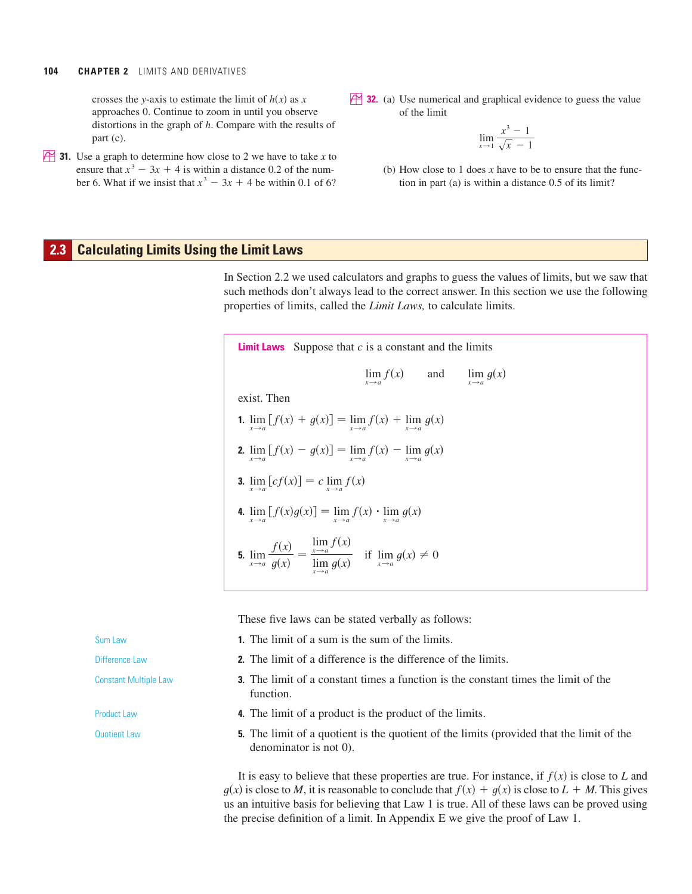crosses the $y$-axis to estimate the limit of $h(x)$ as $x$ approaches 0. Continue to zoom in until you observe distortions in the graph of $h$. Compare with the results of part (c).

**31.** Use a graph to determine how close to 2 we have to take $x$ to ensure that $x^3 - 3x + 4$ is within a distance 0.2 of the number 6. What if we insist that $x^3 - 3x + 4$ be within 0.1 of 6?

**32.** (a) Use numerical and graphical evidence to guess the value of the limit

$$\lim_{x \to 1} \frac{x^3 - 1}{\sqrt{x} - 1}$$

(b) How close to 1 does $x$ have to be to ensure that the function in part (a) is within a distance 0.5 of its limit?

## 2.3 Calculating Limits Using the Limit Laws

In Section 2.2 we used calculators and graphs to guess the values of limits, but we saw that such methods don't always lead to the correct answer. In this section we use the following properties of limits, called the *Limit Laws,* to calculate limits.

**Limit Laws** Suppose that $c$ is a constant and the limits

$$\lim_{x \to a} f(x) \quad \text{and} \quad \lim_{x \to a} g(x)$$

exist. Then

1. $\displaystyle \lim_{x \to a} [f(x) + g(x)] = \lim_{x \to a} f(x) + \lim_{x \to a} g(x)$

2. $\displaystyle \lim_{x \to a} [f(x) - g(x)] = \lim_{x \to a} f(x) - \lim_{x \to a} g(x)$

3. $\displaystyle \lim_{x \to a} [cf(x)] = c \lim_{x \to a} f(x)$

4. $\displaystyle \lim_{x \to a} [f(x)g(x)] = \lim_{x \to a} f(x) \cdot \lim_{x \to a} g(x)$

5. $\displaystyle \lim_{x \to a} \frac{f(x)}{g(x)} = \frac{\lim_{x \to a} f(x)}{\lim_{x \to a} g(x)} \quad \text{if } \lim_{x \to a} g(x) \neq 0$

These five laws can be stated verbally as follows:

1. (Sum Law) The limit of a sum is the sum of the limits.
2. (Difference Law) The limit of a difference is the difference of the limits.
3. (Constant Multiple Law) The limit of a constant times a function is the constant times the limit of the function.
4. (Product Law) The limit of a product is the product of the limits.
5. (Quotient Law) The limit of a quotient is the quotient of the limits (provided that the limit of the denominator is not 0).

It is easy to believe that these properties are true. For instance, if $f(x)$ is close to $L$ and $g(x)$ is close to $M$, it is reasonable to conclude that $f(x) + g(x)$ is close to $L + M$. This gives us an intuitive basis for believing that Law 1 is true. All of these laws can be proved using the precise definition of a limit. In Appendix E we give the proof of Law 1.